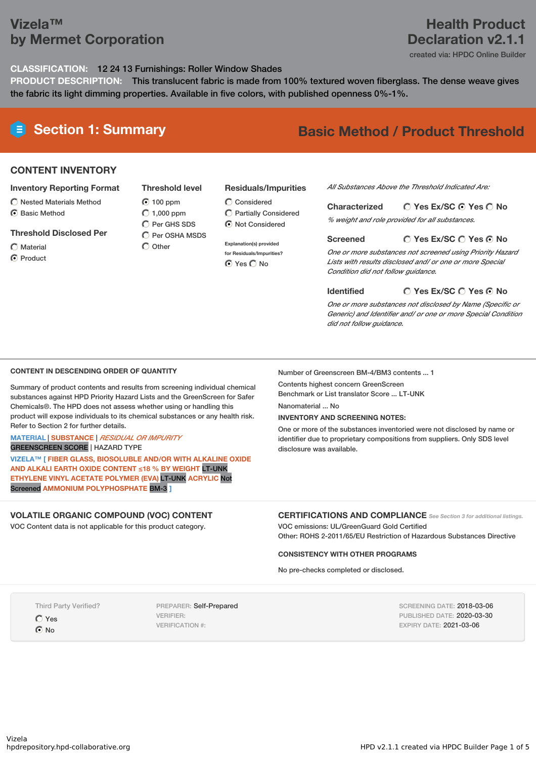# Vizela™
# by Mermet Corporation

**Health Product Declaration v2.1.1**

created via: HPDC Online Builder

**CLASSIFICATION:** 12 24 13 Furnishings: Roller Window Shades

**PRODUCT DESCRIPTION:** This translucent fabric is made from 100% textured woven fiberglass. The dense weave gives the fabric its light dimming properties. Available in five colors, with published openness 0%-1%.

## Section 1: Summary

**Basic Method / Product Threshold**

### CONTENT INVENTORY

**Inventory Reporting Format**

- ○ Nested Materials Method
- ◉ Basic Method

**Threshold Disclosed Per**

- ○ Material
- ◉ Product

**Threshold level**

- ◉ 100 ppm
- ○ 1,000 ppm
- ○ Per GHS SDS
- ○ Per OSHA MSDS
- ○ Other

**Residuals/Impurities**

- ○ Considered
- ○ Partially Considered
- ◉ Not Considered

Explanation(s) provided for Residuals/Impurities?

◉ Yes ○ No

*All Substances Above the Threshold Indicated Are:*

**Characterized** ○ Yes Ex/SC ◉ Yes ○ No

*% weight and role provided for all substances.*

**Screened** ○ Yes Ex/SC ○ Yes ◉ No

*One or more substances not screened using Priority Hazard Lists with results disclosed and/ or one or more Special Condition did not follow guidance.*

**Identified** ○ Yes Ex/SC ○ Yes ◉ No

*One or more substances not disclosed by Name (Specific or Generic) and Identifier and/ or one or more Special Condition did not follow guidance.*

### CONTENT IN DESCENDING ORDER OF QUANTITY

Summary of product contents and results from screening individual chemical substances against HPD Priority Hazard Lists and the GreenScreen for Safer Chemicals®. The HPD does not assess whether using or handling this product will expose individuals to its chemical substances or any health risk. Refer to Section 2 for further details.

MATERIAL | SUBSTANCE | *RESIDUAL OR IMPURITY*
GREENSCREEN SCORE | HAZARD TYPE

**VIZELA™ [ FIBER GLASS, BIOSOLUBLE AND/OR WITH ALKALINE OXIDE AND ALKALI EARTH OXIDE CONTENT ≤18 % BY WEIGHT** LT-UNK **ETHYLENE VINYL ACETATE POLYMER (EVA)** LT-UNK **ACRYLIC** Not Screened **AMMONIUM POLYPHOSPHATE** BM-3 **]**

Number of Greenscreen BM-4/BM3 contents ... 1

Contents highest concern GreenScreen Benchmark or List translator Score ... LT-UNK

Nanomaterial ... No

**INVENTORY AND SCREENING NOTES:**

One or more of the substances inventoried were not disclosed by name or identifier due to proprietary compositions from suppliers. Only SDS level disclosure was available.

### VOLATILE ORGANIC COMPOUND (VOC) CONTENT

VOC Content data is not applicable for this product category.

### CERTIFICATIONS AND COMPLIANCE

*See Section 3 for additional listings.*

VOC emissions: UL/GreenGuard Gold Certified

Other: ROHS 2-2011/65/EU Restriction of Hazardous Substances Directive

**CONSISTENCY WITH OTHER PROGRAMS**

No pre-checks completed or disclosed.

Third Party Verified?

- ○ Yes
- ◉ No

PREPARER: Self-Prepared
VERIFIER:
VERIFICATION #:

SCREENING DATE: 2018-03-06
PUBLISHED DATE: 2020-03-30
EXPIRY DATE: 2021-03-06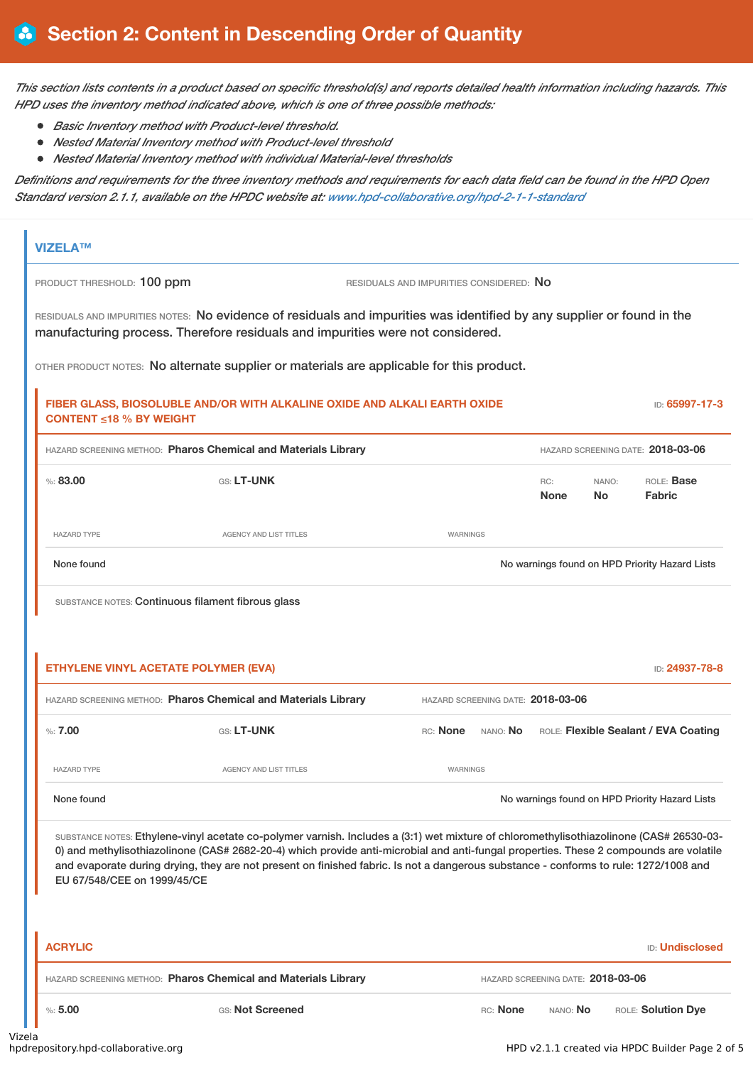# Section 2: Content in Descending Order of Quantity

*This section lists contents in a product based on specific threshold(s) and reports detailed health information including hazards. This HPD uses the inventory method indicated above, which is one of three possible methods:*

- *Basic Inventory method with Product-level threshold.*
- *Nested Material Inventory method with Product-level threshold*
- *Nested Material Inventory method with individual Material-level thresholds*

*Definitions and requirements for the three inventory methods and requirements for each data field can be found in the HPD Open Standard version 2.1.1, available on the HPDC website at: www.hpd-collaborative.org/hpd-2-1-1-standard*

## VIZELA™

PRODUCT THRESHOLD: 100 ppm

RESIDUALS AND IMPURITIES CONSIDERED: No

RESIDUALS AND IMPURITIES NOTES: No evidence of residuals and impurities was identified by any supplier or found in the manufacturing process. Therefore residuals and impurities were not considered.

OTHER PRODUCT NOTES: No alternate supplier or materials are applicable for this product.

### FIBER GLASS, BIOSOLUBLE AND/OR WITH ALKALINE OXIDE AND ALKALI EARTH OXIDE CONTENT ≤18 % BY WEIGHT

ID: 65997-17-3

HAZARD SCREENING METHOD: **Pharos Chemical and Materials Library**

HAZARD SCREENING DATE: **2018-03-06**

%: **83.00** | GS: **LT-UNK** | RC: **None** | NANO: **No** | ROLE: **Base Fabric**

| HAZARD TYPE | AGENCY AND LIST TITLES | WARNINGS |
|---|---|---|
| None found | | No warnings found on HPD Priority Hazard Lists |

SUBSTANCE NOTES: Continuous filament fibrous glass

### ETHYLENE VINYL ACETATE POLYMER (EVA)

ID: 24937-78-8

HAZARD SCREENING METHOD: **Pharos Chemical and Materials Library**

HAZARD SCREENING DATE: **2018-03-06**

%: **7.00** | GS: **LT-UNK** | RC: **None** | NANO: **No** | ROLE: **Flexible Sealant / EVA Coating**

| HAZARD TYPE | AGENCY AND LIST TITLES | WARNINGS |
|---|---|---|
| None found | | No warnings found on HPD Priority Hazard Lists |

SUBSTANCE NOTES: Ethylene-vinyl acetate co-polymer varnish. Includes a (3:1) wet mixture of chloromethylisothiazolinone (CAS# 26530-03-0) and methylisothiazolinone (CAS# 2682-20-4) which provide anti-microbial and anti-fungal properties. These 2 compounds are volatile and evaporate during drying, they are not present on finished fabric. Is not a dangerous substance - conforms to rule: 1272/1008 and EU 67/548/CEE on 1999/45/CE

### ACRYLIC

ID: Undisclosed

HAZARD SCREENING METHOD: **Pharos Chemical and Materials Library**

HAZARD SCREENING DATE: **2018-03-06**

%: **5.00** | GS: **Not Screened** | RC: **None** | NANO: **No** | ROLE: **Solution Dye**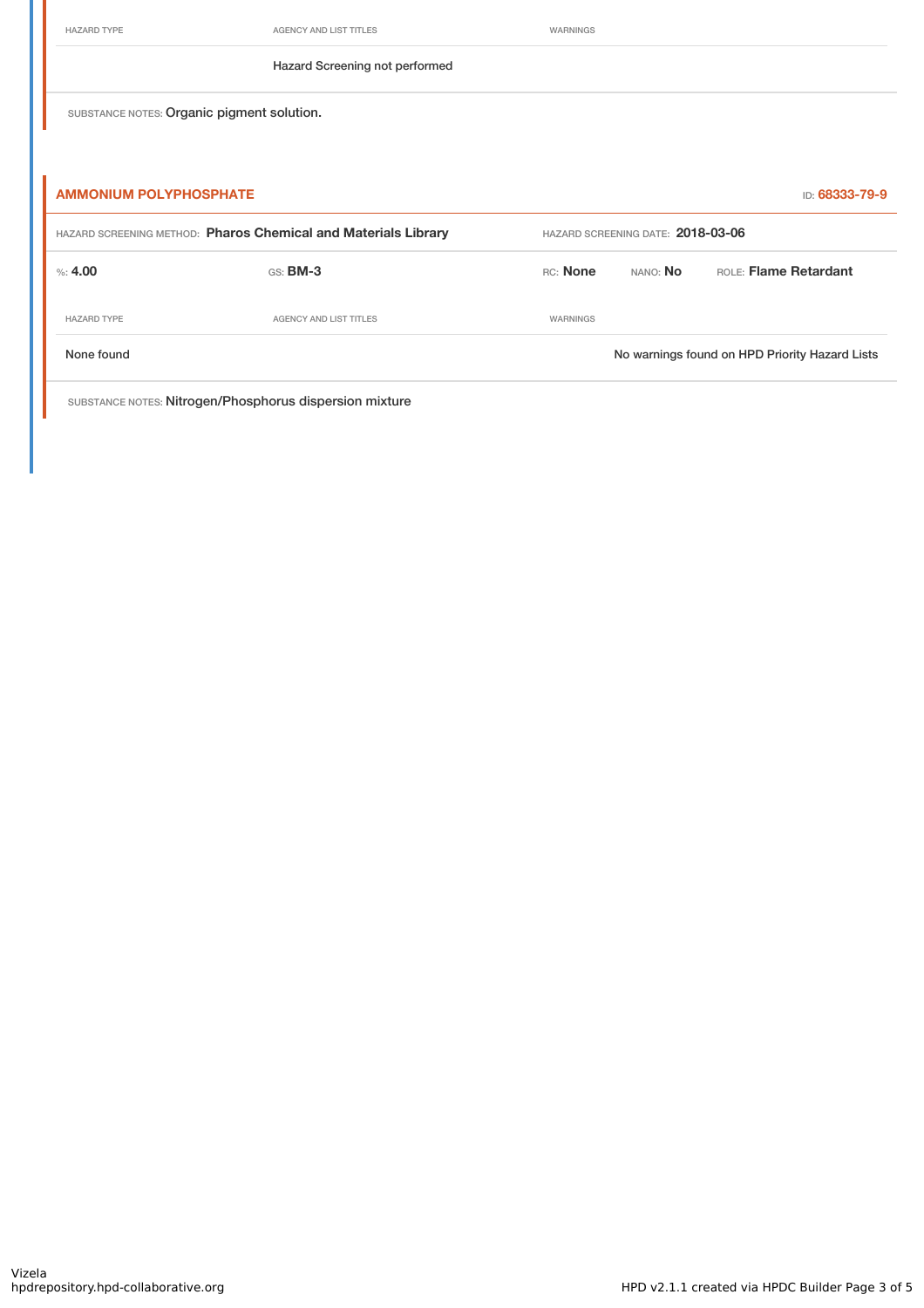| HAZARD TYPE | AGENCY AND LIST TITLES | WARNINGS |
|---|---|---|
| | Hazard Screening not performed | |

SUBSTANCE NOTES: Organic pigment solution.

### AMMONIUM POLYPHOSPHATE

ID: 68333-79-9

HAZARD SCREENING METHOD: **Pharos Chemical and Materials Library**

HAZARD SCREENING DATE: **2018-03-06**

%: **4.00** | GS: **BM-3** | RC: **None** | NANO: **No** | ROLE: **Flame Retardant**

| HAZARD TYPE | AGENCY AND LIST TITLES | WARNINGS |
|---|---|---|
| None found | | No warnings found on HPD Priority Hazard Lists |

SUBSTANCE NOTES: Nitrogen/Phosphorus dispersion mixture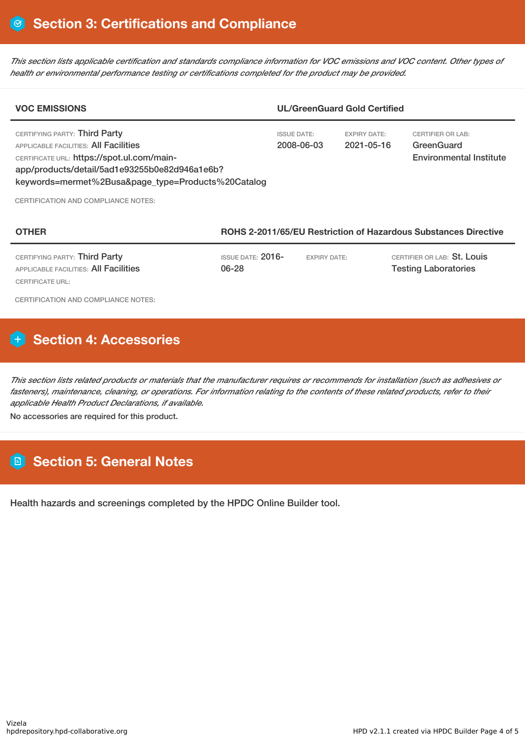## Section 3: Certifications and Compliance

*This section lists applicable certification and standards compliance information for VOC emissions and VOC content. Other types of health or environmental performance testing or certifications completed for the product may be provided.*

| VOC EMISSIONS | UL/GreenGuard Gold Certified | | |
|---|---|---|---|
| CERTIFYING PARTY: Third Party<br>APPLICABLE FACILITIES: All Facilities<br>CERTIFICATE URL: https://spot.ul.com/main-app/products/detail/5ad1e93255b0e82d946a1e6b?keywords=mermet%2Busa&page_type=Products%20Catalog | ISSUE DATE: 2008-06-03 | EXPIRY DATE: 2021-05-16 | CERTIFIER OR LAB: GreenGuard Environmental Institute |

CERTIFICATION AND COMPLIANCE NOTES:

| OTHER | ROHS 2-2011/65/EU Restriction of Hazardous Substances Directive | | |
|---|---|---|---|
| CERTIFYING PARTY: Third Party<br>APPLICABLE FACILITIES: All Facilities<br>CERTIFICATE URL: | ISSUE DATE: 2016-06-28 | EXPIRY DATE: | CERTIFIER OR LAB: St. Louis Testing Laboratories |

CERTIFICATION AND COMPLIANCE NOTES:

## Section 4: Accessories

*This section lists related products or materials that the manufacturer requires or recommends for installation (such as adhesives or fasteners), maintenance, cleaning, or operations. For information relating to the contents of these related products, refer to their applicable Health Product Declarations, if available.*

No accessories are required for this product.

## Section 5: General Notes

Health hazards and screenings completed by the HPDC Online Builder tool.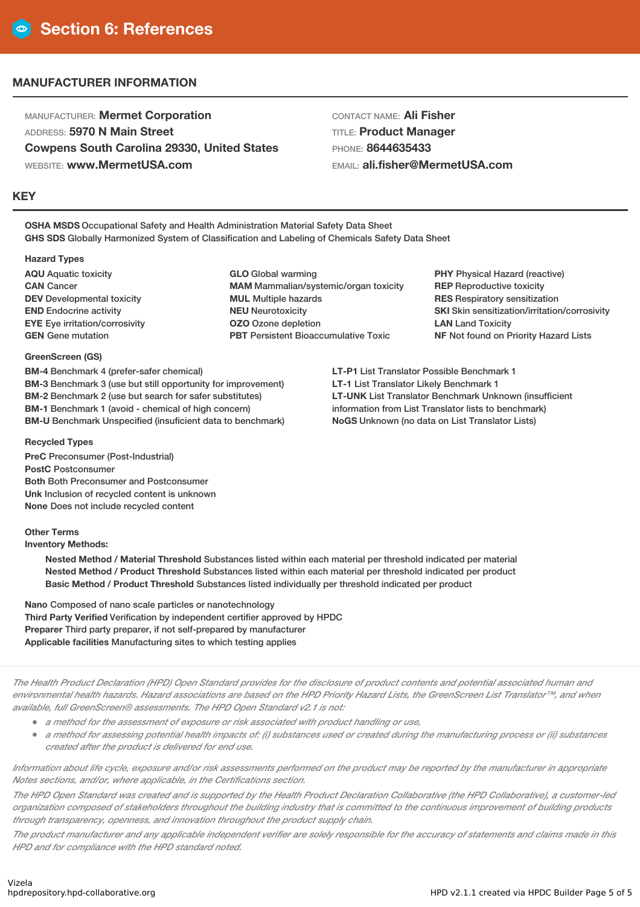# Section 6: References

## MANUFACTURER INFORMATION

MANUFACTURER: **Mermet Corporation**
ADDRESS: **5970 N Main Street**
**Cowpens South Carolina 29330, United States**
WEBSITE: **www.MermetUSA.com**

CONTACT NAME: **Ali Fisher**
TITLE: **Product Manager**
PHONE: **8644635433**
EMAIL: **ali.fisher@MermetUSA.com**

## KEY

**OSHA MSDS** Occupational Safety and Health Administration Material Safety Data Sheet
**GHS SDS** Globally Harmonized System of Classification and Labeling of Chemicals Safety Data Sheet

**Hazard Types**

**AQU** Aquatic toxicity
**CAN** Cancer
**DEV** Developmental toxicity
**END** Endocrine activity
**EYE** Eye irritation/corrosivity
**GEN** Gene mutation
**GLO** Global warming
**MAM** Mammalian/systemic/organ toxicity
**MUL** Multiple hazards
**NEU** Neurotoxicity
**OZO** Ozone depletion
**PBT** Persistent Bioaccumulative Toxic
**PHY** Physical Hazard (reactive)
**REP** Reproductive toxicity
**RES** Respiratory sensitization
**SKI** Skin sensitization/irritation/corrosivity
**LAN** Land Toxicity
**NF** Not found on Priority Hazard Lists

**GreenScreen (GS)**

**BM-4** Benchmark 4 (prefer-safer chemical)
**BM-3** Benchmark 3 (use but still opportunity for improvement)
**BM-2** Benchmark 2 (use but search for safer substitutes)
**BM-1** Benchmark 1 (avoid - chemical of high concern)
**BM-U** Benchmark Unspecified (insuficient data to benchmark)
**LT-P1** List Translator Possible Benchmark 1
**LT-1** List Translator Likely Benchmark 1
**LT-UNK** List Translator Benchmark Unknown (insufficient information from List Translator lists to benchmark)
**NoGS** Unknown (no data on List Translator Lists)

**Recycled Types**

**PreC** Preconsumer (Post-Industrial)
**PostC** Postconsumer
**Both** Both Preconsumer and Postconsumer
**Unk** Inclusion of recycled content is unknown
**None** Does not include recycled content

**Other Terms**
**Inventory Methods:**

- **Nested Method / Material Threshold** Substances listed within each material per threshold indicated per material
- **Nested Method / Product Threshold** Substances listed within each material per threshold indicated per product
- **Basic Method / Product Threshold** Substances listed individually per threshold indicated per product

**Nano** Composed of nano scale particles or nanotechnology
**Third Party Verified** Verification by independent certifier approved by HPDC
**Preparer** Third party preparer, if not self-prepared by manufacturer
**Applicable facilities** Manufacturing sites to which testing applies

*The Health Product Declaration (HPD) Open Standard provides for the disclosure of product contents and potential associated human and environmental health hazards. Hazard associations are based on the HPD Priority Hazard Lists, the GreenScreen List Translator™, and when available, full GreenScreen® assessments. The HPD Open Standard v2.1 is not:*

- *a method for the assessment of exposure or risk associated with product handling or use,*
- *a method for assessing potential health impacts of: (i) substances used or created during the manufacturing process or (ii) substances created after the product is delivered for end use.*

*Information about life cycle, exposure and/or risk assessments performed on the product may be reported by the manufacturer in appropriate Notes sections, and/or, where applicable, in the Certifications section.*

*The HPD Open Standard was created and is supported by the Health Product Declaration Collaborative (the HPD Collaborative), a customer-led organization composed of stakeholders throughout the building industry that is committed to the continuous improvement of building products through transparency, openness, and innovation throughout the product supply chain.*

*The product manufacturer and any applicable independent verifier are solely responsible for the accuracy of statements and claims made in this HPD and for compliance with the HPD standard noted.*